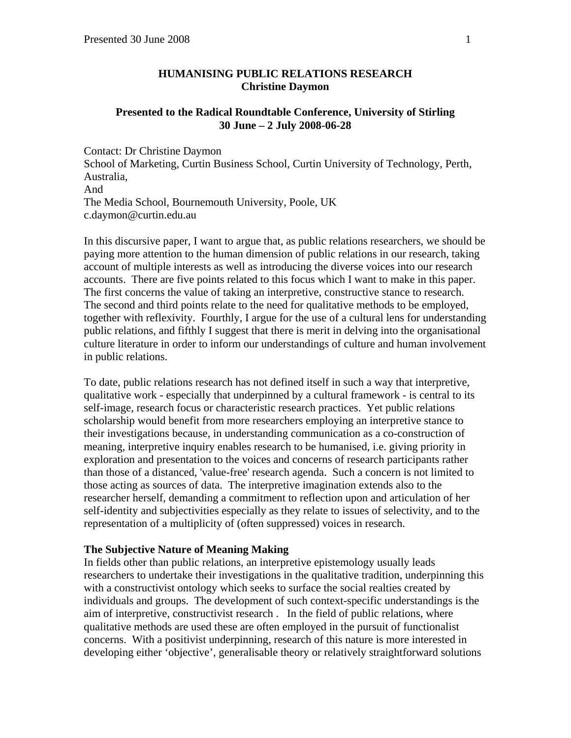**HUMANISING PUBLIC RELATIONS RESEARCH**
**Christine Daymon**

**Presented to the Radical Roundtable Conference, University of Stirling**
**30 June – 2 July 2008-06-28**

Contact: Dr Christine Daymon
School of Marketing, Curtin Business School, Curtin University of Technology, Perth, Australia,
And
The Media School, Bournemouth University, Poole, UK
c.daymon@curtin.edu.au

In this discursive paper, I want to argue that, as public relations researchers, we should be paying more attention to the human dimension of public relations in our research, taking account of multiple interests as well as introducing the diverse voices into our research accounts. There are five points related to this focus which I want to make in this paper. The first concerns the value of taking an interpretive, constructive stance to research. The second and third points relate to the need for qualitative methods to be employed, together with reflexivity. Fourthly, I argue for the use of a cultural lens for understanding public relations, and fifthly I suggest that there is merit in delving into the organisational culture literature in order to inform our understandings of culture and human involvement in public relations.

To date, public relations research has not defined itself in such a way that interpretive, qualitative work - especially that underpinned by a cultural framework - is central to its self-image, research focus or characteristic research practices. Yet public relations scholarship would benefit from more researchers employing an interpretive stance to their investigations because, in understanding communication as a co-construction of meaning, interpretive inquiry enables research to be humanised, i.e. giving priority in exploration and presentation to the voices and concerns of research participants rather than those of a distanced, 'value-free' research agenda. Such a concern is not limited to those acting as sources of data. The interpretive imagination extends also to the researcher herself, demanding a commitment to reflection upon and articulation of her self-identity and subjectivities especially as they relate to issues of selectivity, and to the representation of a multiplicity of (often suppressed) voices in research.

## The Subjective Nature of Meaning Making

In fields other than public relations, an interpretive epistemology usually leads researchers to undertake their investigations in the qualitative tradition, underpinning this with a constructivist ontology which seeks to surface the social realties created by individuals and groups. The development of such context-specific understandings is the aim of interpretive, constructivist research . In the field of public relations, where qualitative methods are used these are often employed in the pursuit of functionalist concerns. With a positivist underpinning, research of this nature is more interested in developing either 'objective', generalisable theory or relatively straightforward solutions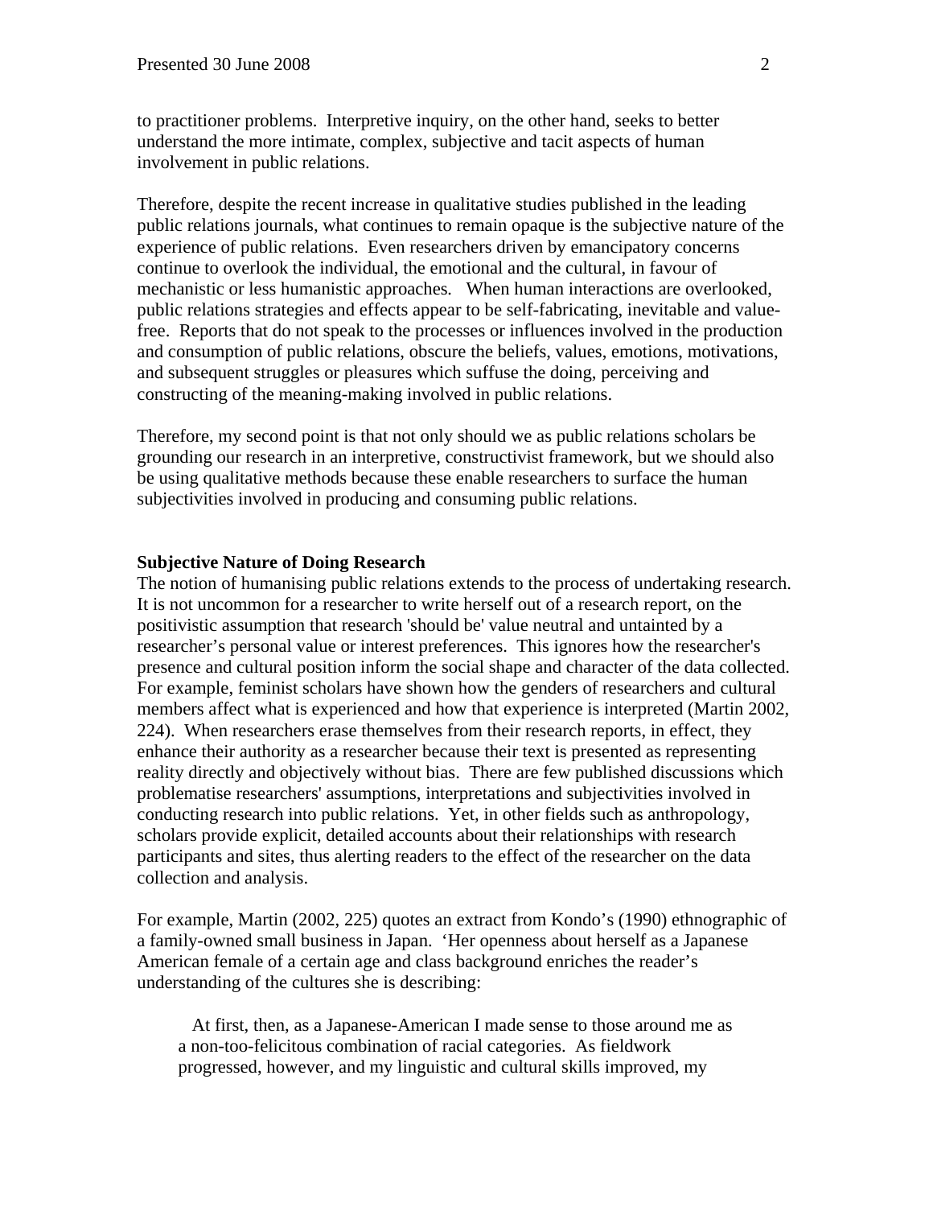to practitioner problems. Interpretive inquiry, on the other hand, seeks to better understand the more intimate, complex, subjective and tacit aspects of human involvement in public relations.

Therefore, despite the recent increase in qualitative studies published in the leading public relations journals, what continues to remain opaque is the subjective nature of the experience of public relations. Even researchers driven by emancipatory concerns continue to overlook the individual, the emotional and the cultural, in favour of mechanistic or less humanistic approaches. When human interactions are overlooked, public relations strategies and effects appear to be self-fabricating, inevitable and value-free. Reports that do not speak to the processes or influences involved in the production and consumption of public relations, obscure the beliefs, values, emotions, motivations, and subsequent struggles or pleasures which suffuse the doing, perceiving and constructing of the meaning-making involved in public relations.

Therefore, my second point is that not only should we as public relations scholars be grounding our research in an interpretive, constructivist framework, but we should also be using qualitative methods because these enable researchers to surface the human subjectivities involved in producing and consuming public relations.

**Subjective Nature of Doing Research**

The notion of humanising public relations extends to the process of undertaking research. It is not uncommon for a researcher to write herself out of a research report, on the positivistic assumption that research 'should be' value neutral and untainted by a researcher's personal value or interest preferences. This ignores how the researcher's presence and cultural position inform the social shape and character of the data collected. For example, feminist scholars have shown how the genders of researchers and cultural members affect what is experienced and how that experience is interpreted (Martin 2002, 224). When researchers erase themselves from their research reports, in effect, they enhance their authority as a researcher because their text is presented as representing reality directly and objectively without bias. There are few published discussions which problematise researchers' assumptions, interpretations and subjectivities involved in conducting research into public relations. Yet, in other fields such as anthropology, scholars provide explicit, detailed accounts about their relationships with research participants and sites, thus alerting readers to the effect of the researcher on the data collection and analysis.

For example, Martin (2002, 225) quotes an extract from Kondo's (1990) ethnographic of a family-owned small business in Japan. 'Her openness about herself as a Japanese American female of a certain age and class background enriches the reader's understanding of the cultures she is describing:

> At first, then, as a Japanese-American I made sense to those around me as a non-too-felicitous combination of racial categories. As fieldwork progressed, however, and my linguistic and cultural skills improved, my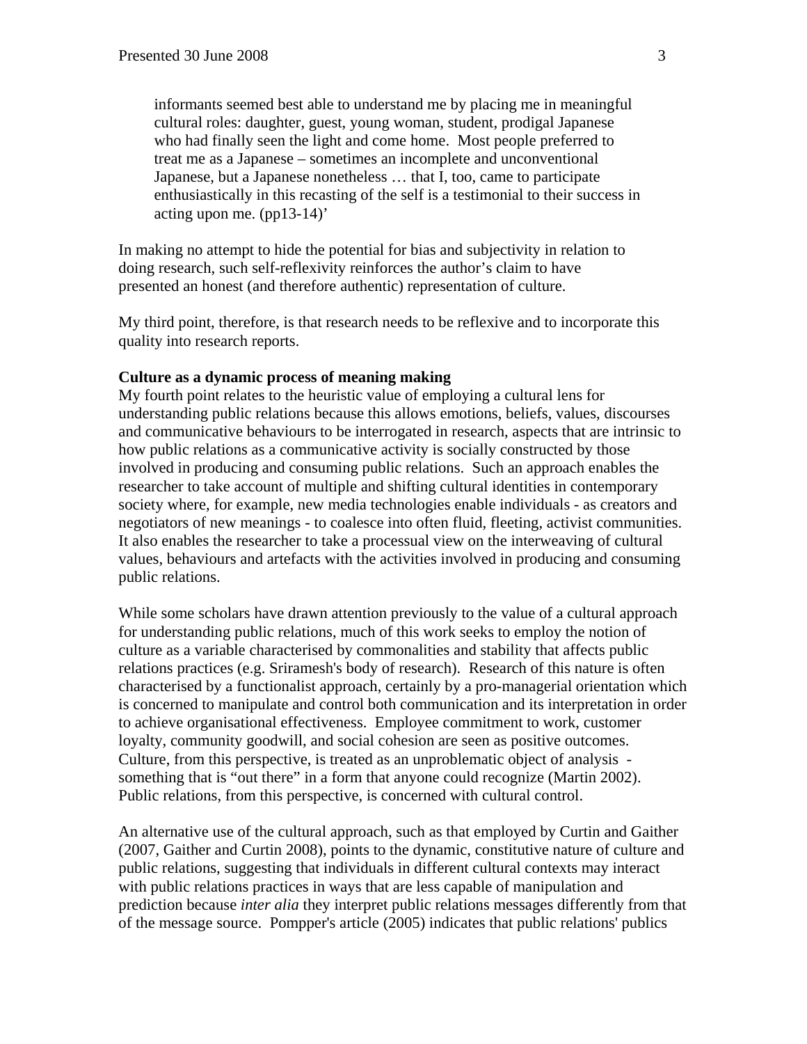> informants seemed best able to understand me by placing me in meaningful cultural roles: daughter, guest, young woman, student, prodigal Japanese who had finally seen the light and come home. Most people preferred to treat me as a Japanese – sometimes an incomplete and unconventional Japanese, but a Japanese nonetheless … that I, too, came to participate enthusiastically in this recasting of the self is a testimonial to their success in acting upon me. (pp13-14)'

In making no attempt to hide the potential for bias and subjectivity in relation to doing research, such self-reflexivity reinforces the author's claim to have presented an honest (and therefore authentic) representation of culture.

My third point, therefore, is that research needs to be reflexive and to incorporate this quality into research reports.

**Culture as a dynamic process of meaning making**

My fourth point relates to the heuristic value of employing a cultural lens for understanding public relations because this allows emotions, beliefs, values, discourses and communicative behaviours to be interrogated in research, aspects that are intrinsic to how public relations as a communicative activity is socially constructed by those involved in producing and consuming public relations. Such an approach enables the researcher to take account of multiple and shifting cultural identities in contemporary society where, for example, new media technologies enable individuals - as creators and negotiators of new meanings - to coalesce into often fluid, fleeting, activist communities. It also enables the researcher to take a processual view on the interweaving of cultural values, behaviours and artefacts with the activities involved in producing and consuming public relations.

While some scholars have drawn attention previously to the value of a cultural approach for understanding public relations, much of this work seeks to employ the notion of culture as a variable characterised by commonalities and stability that affects public relations practices (e.g. Sriramesh's body of research). Research of this nature is often characterised by a functionalist approach, certainly by a pro-managerial orientation which is concerned to manipulate and control both communication and its interpretation in order to achieve organisational effectiveness. Employee commitment to work, customer loyalty, community goodwill, and social cohesion are seen as positive outcomes. Culture, from this perspective, is treated as an unproblematic object of analysis - something that is "out there" in a form that anyone could recognize (Martin 2002). Public relations, from this perspective, is concerned with cultural control.

An alternative use of the cultural approach, such as that employed by Curtin and Gaither (2007, Gaither and Curtin 2008), points to the dynamic, constitutive nature of culture and public relations, suggesting that individuals in different cultural contexts may interact with public relations practices in ways that are less capable of manipulation and prediction because *inter alia* they interpret public relations messages differently from that of the message source. Pompper's article (2005) indicates that public relations' publics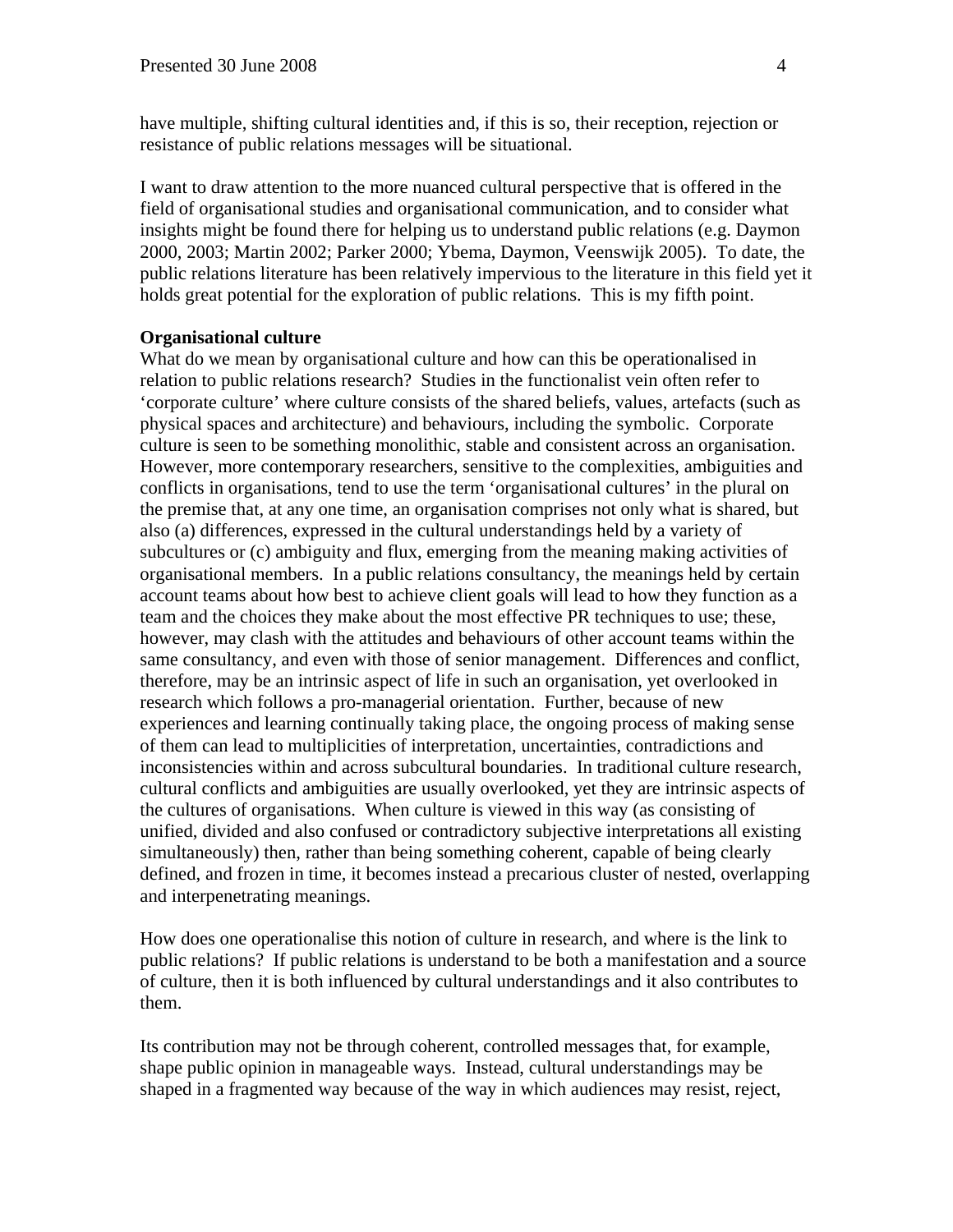have multiple, shifting cultural identities and, if this is so, their reception, rejection or resistance of public relations messages will be situational.

I want to draw attention to the more nuanced cultural perspective that is offered in the field of organisational studies and organisational communication, and to consider what insights might be found there for helping us to understand public relations (e.g. Daymon 2000, 2003; Martin 2002; Parker 2000; Ybema, Daymon, Veenswijk 2005). To date, the public relations literature has been relatively impervious to the literature in this field yet it holds great potential for the exploration of public relations. This is my fifth point.

**Organisational culture**

What do we mean by organisational culture and how can this be operationalised in relation to public relations research? Studies in the functionalist vein often refer to 'corporate culture' where culture consists of the shared beliefs, values, artefacts (such as physical spaces and architecture) and behaviours, including the symbolic. Corporate culture is seen to be something monolithic, stable and consistent across an organisation. However, more contemporary researchers, sensitive to the complexities, ambiguities and conflicts in organisations, tend to use the term 'organisational cultures' in the plural on the premise that, at any one time, an organisation comprises not only what is shared, but also (a) differences, expressed in the cultural understandings held by a variety of subcultures or (c) ambiguity and flux, emerging from the meaning making activities of organisational members. In a public relations consultancy, the meanings held by certain account teams about how best to achieve client goals will lead to how they function as a team and the choices they make about the most effective PR techniques to use; these, however, may clash with the attitudes and behaviours of other account teams within the same consultancy, and even with those of senior management. Differences and conflict, therefore, may be an intrinsic aspect of life in such an organisation, yet overlooked in research which follows a pro-managerial orientation. Further, because of new experiences and learning continually taking place, the ongoing process of making sense of them can lead to multiplicities of interpretation, uncertainties, contradictions and inconsistencies within and across subcultural boundaries. In traditional culture research, cultural conflicts and ambiguities are usually overlooked, yet they are intrinsic aspects of the cultures of organisations. When culture is viewed in this way (as consisting of unified, divided and also confused or contradictory subjective interpretations all existing simultaneously) then, rather than being something coherent, capable of being clearly defined, and frozen in time, it becomes instead a precarious cluster of nested, overlapping and interpenetrating meanings.

How does one operationalise this notion of culture in research, and where is the link to public relations? If public relations is understand to be both a manifestation and a source of culture, then it is both influenced by cultural understandings and it also contributes to them.

Its contribution may not be through coherent, controlled messages that, for example, shape public opinion in manageable ways. Instead, cultural understandings may be shaped in a fragmented way because of the way in which audiences may resist, reject,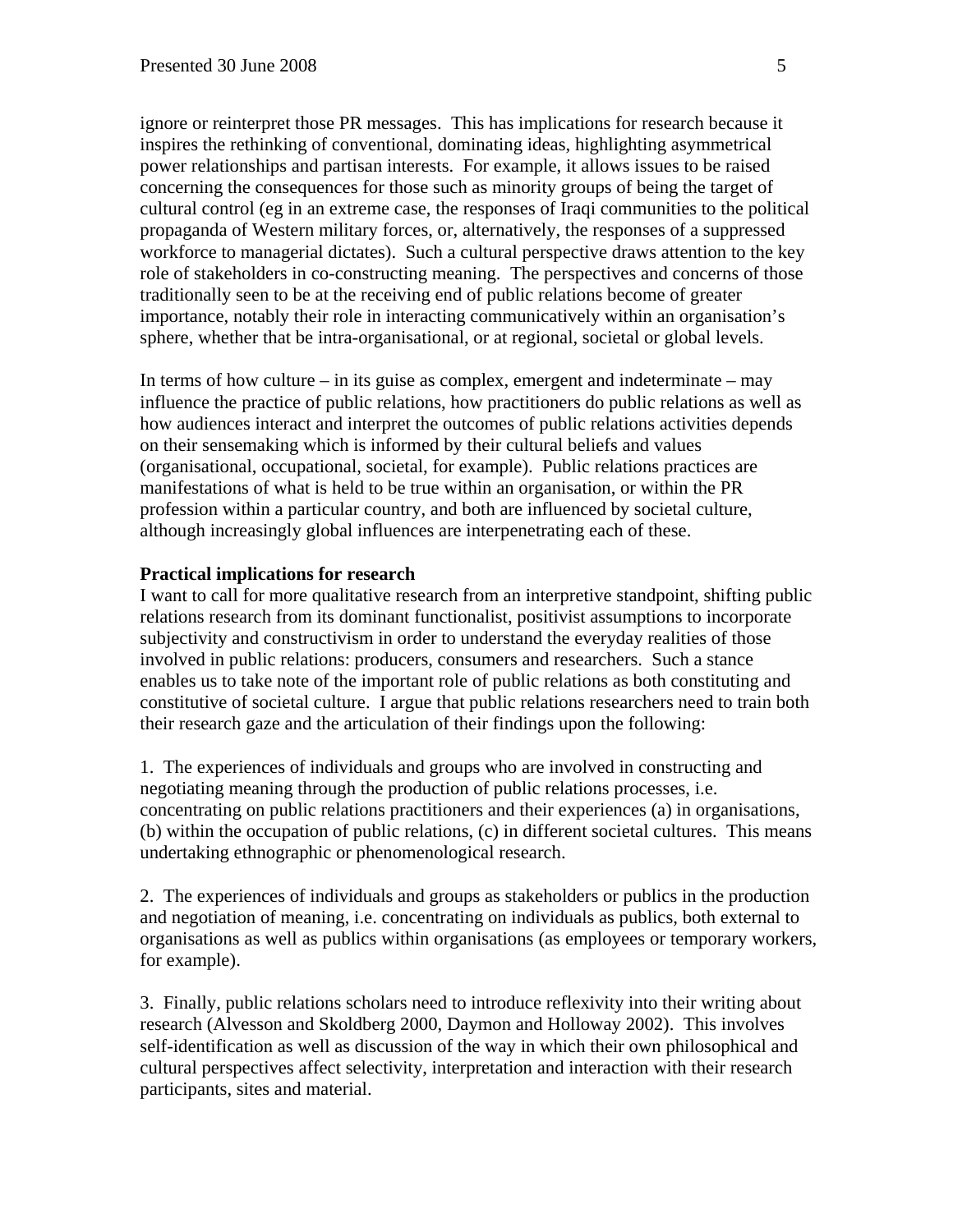ignore or reinterpret those PR messages. This has implications for research because it inspires the rethinking of conventional, dominating ideas, highlighting asymmetrical power relationships and partisan interests. For example, it allows issues to be raised concerning the consequences for those such as minority groups of being the target of cultural control (eg in an extreme case, the responses of Iraqi communities to the political propaganda of Western military forces, or, alternatively, the responses of a suppressed workforce to managerial dictates). Such a cultural perspective draws attention to the key role of stakeholders in co-constructing meaning. The perspectives and concerns of those traditionally seen to be at the receiving end of public relations become of greater importance, notably their role in interacting communicatively within an organisation's sphere, whether that be intra-organisational, or at regional, societal or global levels.

In terms of how culture – in its guise as complex, emergent and indeterminate – may influence the practice of public relations, how practitioners do public relations as well as how audiences interact and interpret the outcomes of public relations activities depends on their sensemaking which is informed by their cultural beliefs and values (organisational, occupational, societal, for example). Public relations practices are manifestations of what is held to be true within an organisation, or within the PR profession within a particular country, and both are influenced by societal culture, although increasingly global influences are interpenetrating each of these.

**Practical implications for research**

I want to call for more qualitative research from an interpretive standpoint, shifting public relations research from its dominant functionalist, positivist assumptions to incorporate subjectivity and constructivism in order to understand the everyday realities of those involved in public relations: producers, consumers and researchers. Such a stance enables us to take note of the important role of public relations as both constituting and constitutive of societal culture. I argue that public relations researchers need to train both their research gaze and the articulation of their findings upon the following:

1. The experiences of individuals and groups who are involved in constructing and negotiating meaning through the production of public relations processes, i.e. concentrating on public relations practitioners and their experiences (a) in organisations, (b) within the occupation of public relations, (c) in different societal cultures. This means undertaking ethnographic or phenomenological research.

2. The experiences of individuals and groups as stakeholders or publics in the production and negotiation of meaning, i.e. concentrating on individuals as publics, both external to organisations as well as publics within organisations (as employees or temporary workers, for example).

3. Finally, public relations scholars need to introduce reflexivity into their writing about research (Alvesson and Skoldberg 2000, Daymon and Holloway 2002). This involves self-identification as well as discussion of the way in which their own philosophical and cultural perspectives affect selectivity, interpretation and interaction with their research participants, sites and material.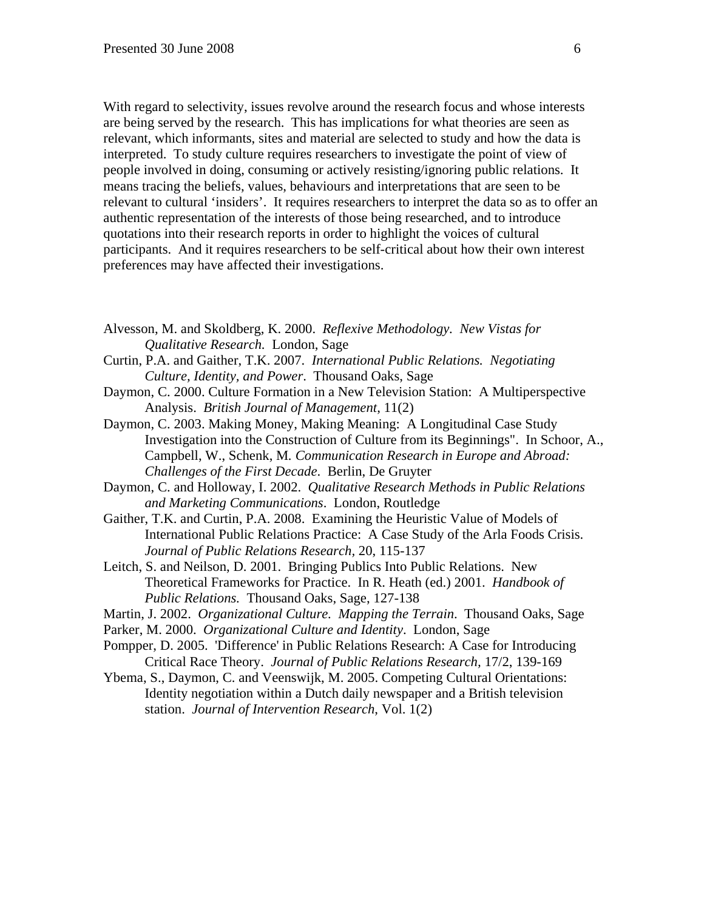With regard to selectivity, issues revolve around the research focus and whose interests are being served by the research. This has implications for what theories are seen as relevant, which informants, sites and material are selected to study and how the data is interpreted. To study culture requires researchers to investigate the point of view of people involved in doing, consuming or actively resisting/ignoring public relations. It means tracing the beliefs, values, behaviours and interpretations that are seen to be relevant to cultural 'insiders'. It requires researchers to interpret the data so as to offer an authentic representation of the interests of those being researched, and to introduce quotations into their research reports in order to highlight the voices of cultural participants. And it requires researchers to be self-critical about how their own interest preferences may have affected their investigations.

Alvesson, M. and Skoldberg, K. 2000. *Reflexive Methodology. New Vistas for Qualitative Research.* London, Sage

Curtin, P.A. and Gaither, T.K. 2007. *International Public Relations. Negotiating Culture, Identity, and Power*. Thousand Oaks, Sage

Daymon, C. 2000. Culture Formation in a New Television Station: A Multiperspective Analysis. *British Journal of Management*, 11(2)

Daymon, C. 2003. Making Money, Making Meaning: A Longitudinal Case Study Investigation into the Construction of Culture from its Beginnings". In Schoor, A., Campbell, W., Schenk, M. *Communication Research in Europe and Abroad: Challenges of the First Decade*. Berlin, De Gruyter

Daymon, C. and Holloway, I. 2002. *Qualitative Research Methods in Public Relations and Marketing Communications*. London, Routledge

Gaither, T.K. and Curtin, P.A. 2008. Examining the Heuristic Value of Models of International Public Relations Practice: A Case Study of the Arla Foods Crisis. *Journal of Public Relations Research,* 20, 115-137

Leitch, S. and Neilson, D. 2001. Bringing Publics Into Public Relations. New Theoretical Frameworks for Practice. In R. Heath (ed.) 2001. *Handbook of Public Relations.* Thousand Oaks, Sage, 127-138

Martin, J. 2002. *Organizational Culture. Mapping the Terrain*. Thousand Oaks, Sage

Parker, M. 2000. *Organizational Culture and Identity*. London, Sage

Pompper, D. 2005. 'Difference' in Public Relations Research: A Case for Introducing Critical Race Theory. *Journal of Public Relations Research,* 17/2, 139-169

Ybema, S., Daymon, C. and Veenswijk, M. 2005. Competing Cultural Orientations: Identity negotiation within a Dutch daily newspaper and a British television station. *Journal of Intervention Research*, Vol. 1(2)